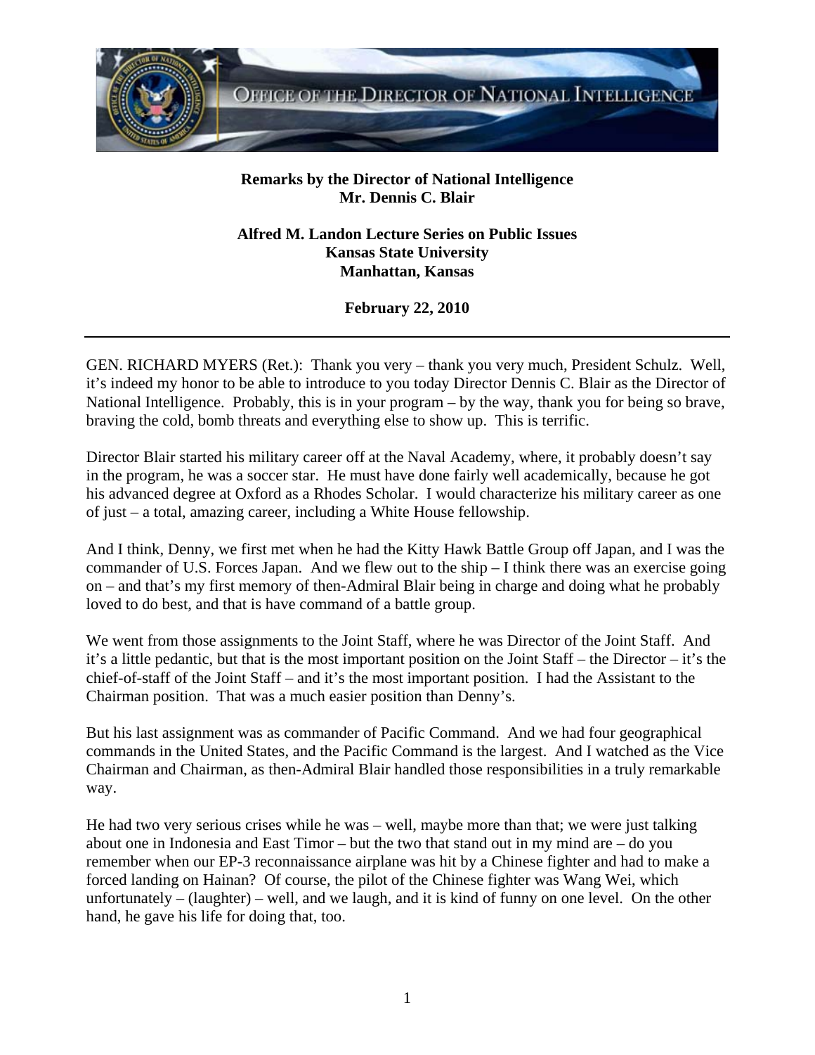**Remarks by the Director of National Intelligence**
**Mr. Dennis C. Blair**

**Alfred M. Landon Lecture Series on Public Issues**
**Kansas State University**
**Manhattan, Kansas**

**February 22, 2010**

---

GEN. RICHARD MYERS (Ret.): Thank you very – thank you very much, President Schulz. Well, it's indeed my honor to be able to introduce to you today Director Dennis C. Blair as the Director of National Intelligence. Probably, this is in your program – by the way, thank you for being so brave, braving the cold, bomb threats and everything else to show up. This is terrific.

Director Blair started his military career off at the Naval Academy, where, it probably doesn't say in the program, he was a soccer star. He must have done fairly well academically, because he got his advanced degree at Oxford as a Rhodes Scholar. I would characterize his military career as one of just – a total, amazing career, including a White House fellowship.

And I think, Denny, we first met when he had the Kitty Hawk Battle Group off Japan, and I was the commander of U.S. Forces Japan. And we flew out to the ship – I think there was an exercise going on – and that's my first memory of then-Admiral Blair being in charge and doing what he probably loved to do best, and that is have command of a battle group.

We went from those assignments to the Joint Staff, where he was Director of the Joint Staff. And it's a little pedantic, but that is the most important position on the Joint Staff – the Director – it's the chief-of-staff of the Joint Staff – and it's the most important position. I had the Assistant to the Chairman position. That was a much easier position than Denny's.

But his last assignment was as commander of Pacific Command. And we had four geographical commands in the United States, and the Pacific Command is the largest. And I watched as the Vice Chairman and Chairman, as then-Admiral Blair handled those responsibilities in a truly remarkable way.

He had two very serious crises while he was – well, maybe more than that; we were just talking about one in Indonesia and East Timor – but the two that stand out in my mind are – do you remember when our EP-3 reconnaissance airplane was hit by a Chinese fighter and had to make a forced landing on Hainan? Of course, the pilot of the Chinese fighter was Wang Wei, which unfortunately – (laughter) – well, and we laugh, and it is kind of funny on one level. On the other hand, he gave his life for doing that, too.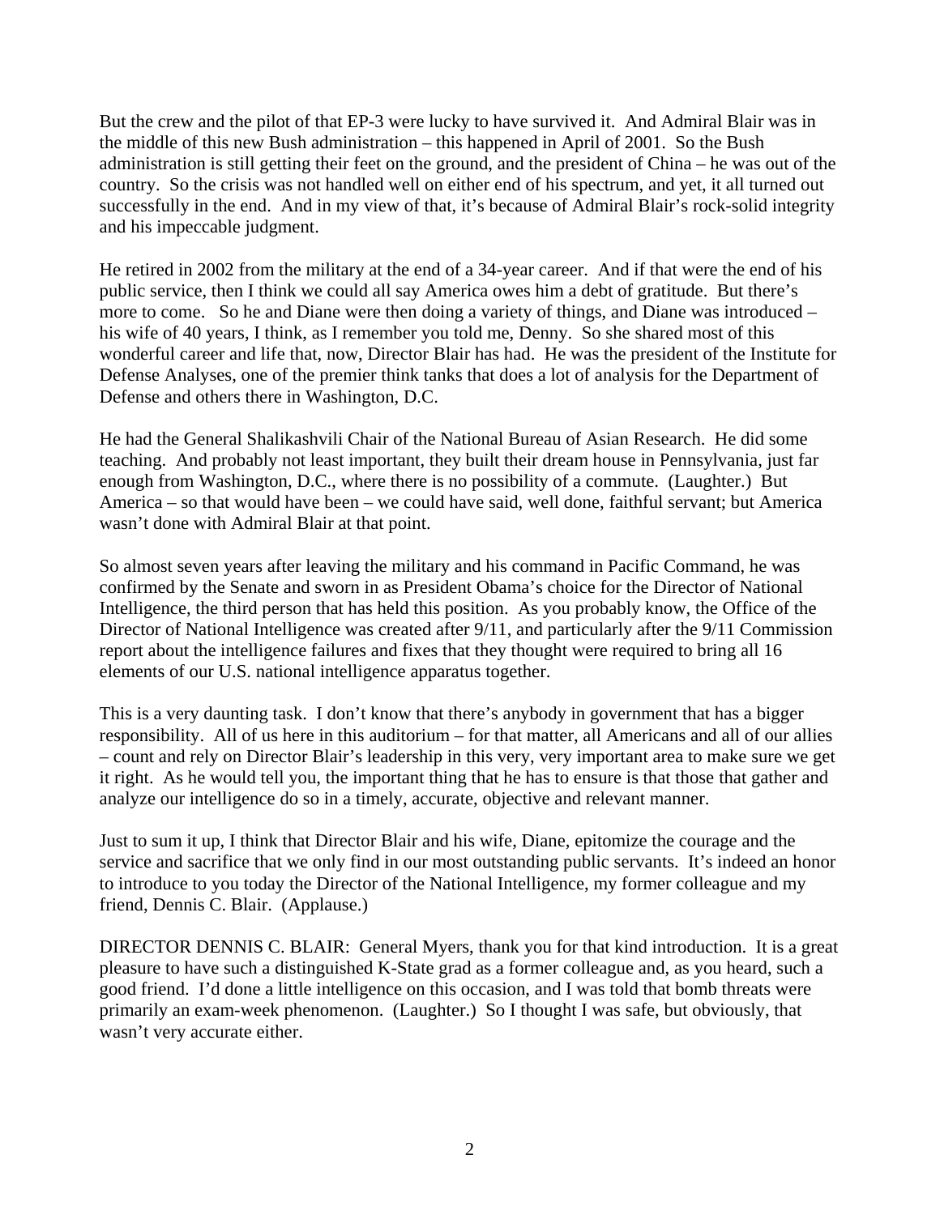But the crew and the pilot of that EP-3 were lucky to have survived it. And Admiral Blair was in the middle of this new Bush administration – this happened in April of 2001. So the Bush administration is still getting their feet on the ground, and the president of China – he was out of the country. So the crisis was not handled well on either end of his spectrum, and yet, it all turned out successfully in the end. And in my view of that, it's because of Admiral Blair's rock-solid integrity and his impeccable judgment.

He retired in 2002 from the military at the end of a 34-year career. And if that were the end of his public service, then I think we could all say America owes him a debt of gratitude. But there's more to come. So he and Diane were then doing a variety of things, and Diane was introduced – his wife of 40 years, I think, as I remember you told me, Denny. So she shared most of this wonderful career and life that, now, Director Blair has had. He was the president of the Institute for Defense Analyses, one of the premier think tanks that does a lot of analysis for the Department of Defense and others there in Washington, D.C.

He had the General Shalikashvili Chair of the National Bureau of Asian Research. He did some teaching. And probably not least important, they built their dream house in Pennsylvania, just far enough from Washington, D.C., where there is no possibility of a commute. (Laughter.) But America – so that would have been – we could have said, well done, faithful servant; but America wasn't done with Admiral Blair at that point.

So almost seven years after leaving the military and his command in Pacific Command, he was confirmed by the Senate and sworn in as President Obama's choice for the Director of National Intelligence, the third person that has held this position. As you probably know, the Office of the Director of National Intelligence was created after 9/11, and particularly after the 9/11 Commission report about the intelligence failures and fixes that they thought were required to bring all 16 elements of our U.S. national intelligence apparatus together.

This is a very daunting task. I don't know that there's anybody in government that has a bigger responsibility. All of us here in this auditorium – for that matter, all Americans and all of our allies – count and rely on Director Blair's leadership in this very, very important area to make sure we get it right. As he would tell you, the important thing that he has to ensure is that those that gather and analyze our intelligence do so in a timely, accurate, objective and relevant manner.

Just to sum it up, I think that Director Blair and his wife, Diane, epitomize the courage and the service and sacrifice that we only find in our most outstanding public servants. It's indeed an honor to introduce to you today the Director of the National Intelligence, my former colleague and my friend, Dennis C. Blair. (Applause.)

DIRECTOR DENNIS C. BLAIR: General Myers, thank you for that kind introduction. It is a great pleasure to have such a distinguished K-State grad as a former colleague and, as you heard, such a good friend. I'd done a little intelligence on this occasion, and I was told that bomb threats were primarily an exam-week phenomenon. (Laughter.) So I thought I was safe, but obviously, that wasn't very accurate either.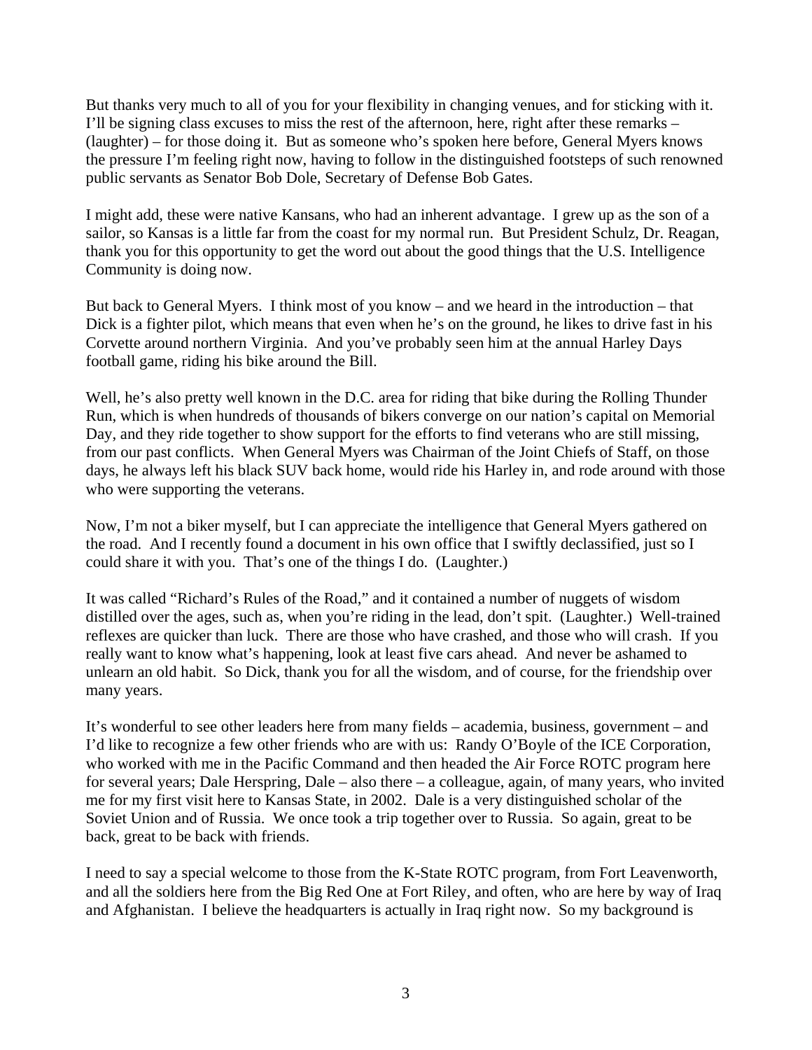But thanks very much to all of you for your flexibility in changing venues, and for sticking with it. I'll be signing class excuses to miss the rest of the afternoon, here, right after these remarks – (laughter) – for those doing it. But as someone who's spoken here before, General Myers knows the pressure I'm feeling right now, having to follow in the distinguished footsteps of such renowned public servants as Senator Bob Dole, Secretary of Defense Bob Gates.

I might add, these were native Kansans, who had an inherent advantage. I grew up as the son of a sailor, so Kansas is a little far from the coast for my normal run. But President Schulz, Dr. Reagan, thank you for this opportunity to get the word out about the good things that the U.S. Intelligence Community is doing now.

But back to General Myers. I think most of you know – and we heard in the introduction – that Dick is a fighter pilot, which means that even when he's on the ground, he likes to drive fast in his Corvette around northern Virginia. And you've probably seen him at the annual Harley Days football game, riding his bike around the Bill.

Well, he's also pretty well known in the D.C. area for riding that bike during the Rolling Thunder Run, which is when hundreds of thousands of bikers converge on our nation's capital on Memorial Day, and they ride together to show support for the efforts to find veterans who are still missing, from our past conflicts. When General Myers was Chairman of the Joint Chiefs of Staff, on those days, he always left his black SUV back home, would ride his Harley in, and rode around with those who were supporting the veterans.

Now, I'm not a biker myself, but I can appreciate the intelligence that General Myers gathered on the road. And I recently found a document in his own office that I swiftly declassified, just so I could share it with you. That's one of the things I do. (Laughter.)

It was called "Richard's Rules of the Road," and it contained a number of nuggets of wisdom distilled over the ages, such as, when you're riding in the lead, don't spit. (Laughter.) Well-trained reflexes are quicker than luck. There are those who have crashed, and those who will crash. If you really want to know what's happening, look at least five cars ahead. And never be ashamed to unlearn an old habit. So Dick, thank you for all the wisdom, and of course, for the friendship over many years.

It's wonderful to see other leaders here from many fields – academia, business, government – and I'd like to recognize a few other friends who are with us: Randy O'Boyle of the ICE Corporation, who worked with me in the Pacific Command and then headed the Air Force ROTC program here for several years; Dale Herspring, Dale – also there – a colleague, again, of many years, who invited me for my first visit here to Kansas State, in 2002. Dale is a very distinguished scholar of the Soviet Union and of Russia. We once took a trip together over to Russia. So again, great to be back, great to be back with friends.

I need to say a special welcome to those from the K-State ROTC program, from Fort Leavenworth, and all the soldiers here from the Big Red One at Fort Riley, and often, who are here by way of Iraq and Afghanistan. I believe the headquarters is actually in Iraq right now. So my background is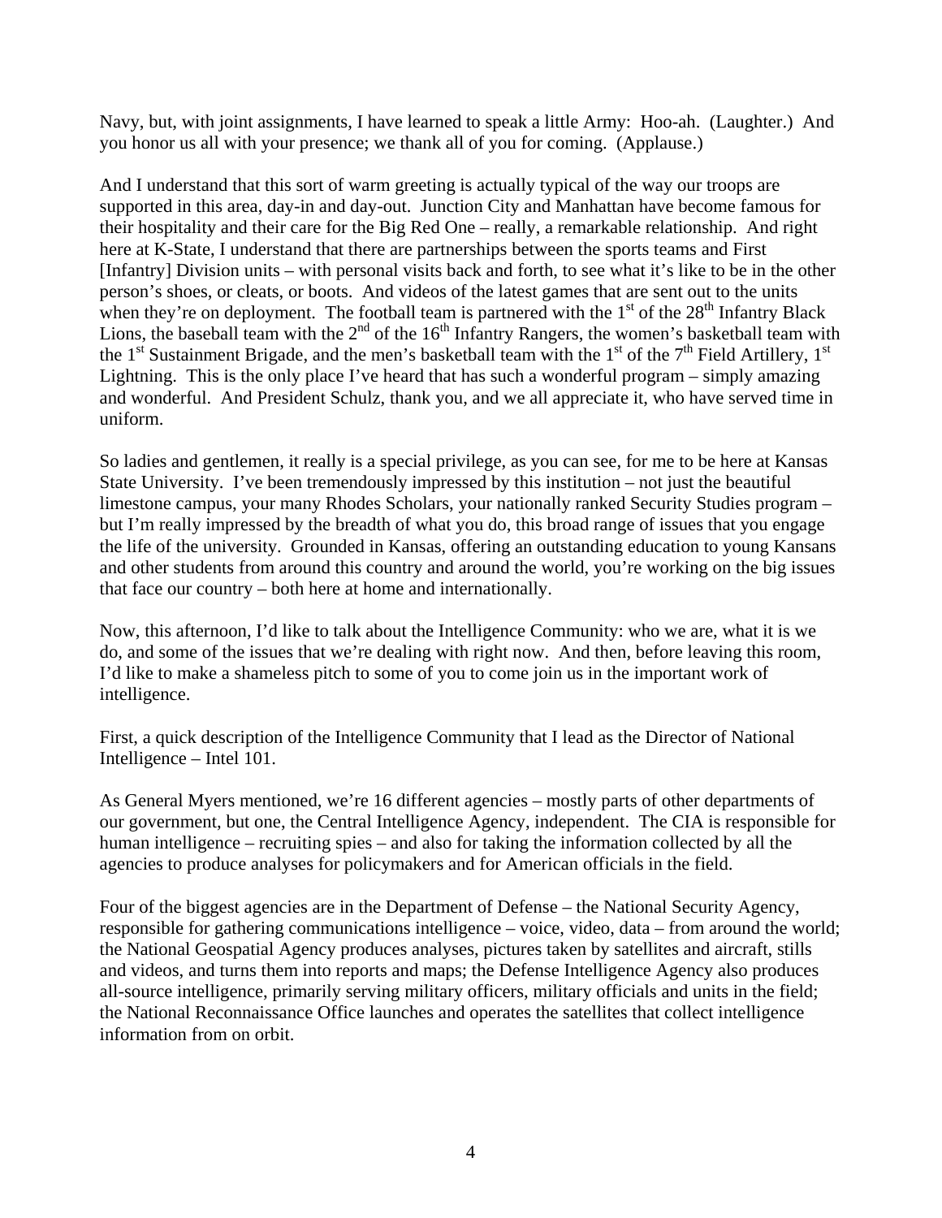Navy, but, with joint assignments, I have learned to speak a little Army: Hoo-ah. (Laughter.) And you honor us all with your presence; we thank all of you for coming. (Applause.)

And I understand that this sort of warm greeting is actually typical of the way our troops are supported in this area, day-in and day-out. Junction City and Manhattan have become famous for their hospitality and their care for the Big Red One – really, a remarkable relationship. And right here at K-State, I understand that there are partnerships between the sports teams and First [Infantry] Division units – with personal visits back and forth, to see what it's like to be in the other person's shoes, or cleats, or boots. And videos of the latest games that are sent out to the units when they're on deployment. The football team is partnered with the 1st of the 28th Infantry Black Lions, the baseball team with the 2nd of the 16th Infantry Rangers, the women's basketball team with the 1st Sustainment Brigade, and the men's basketball team with the 1st of the 7th Field Artillery, 1st Lightning. This is the only place I've heard that has such a wonderful program – simply amazing and wonderful. And President Schulz, thank you, and we all appreciate it, who have served time in uniform.

So ladies and gentlemen, it really is a special privilege, as you can see, for me to be here at Kansas State University. I've been tremendously impressed by this institution – not just the beautiful limestone campus, your many Rhodes Scholars, your nationally ranked Security Studies program – but I'm really impressed by the breadth of what you do, this broad range of issues that you engage the life of the university. Grounded in Kansas, offering an outstanding education to young Kansans and other students from around this country and around the world, you're working on the big issues that face our country – both here at home and internationally.

Now, this afternoon, I'd like to talk about the Intelligence Community: who we are, what it is we do, and some of the issues that we're dealing with right now. And then, before leaving this room, I'd like to make a shameless pitch to some of you to come join us in the important work of intelligence.

First, a quick description of the Intelligence Community that I lead as the Director of National Intelligence – Intel 101.

As General Myers mentioned, we're 16 different agencies – mostly parts of other departments of our government, but one, the Central Intelligence Agency, independent. The CIA is responsible for human intelligence – recruiting spies – and also for taking the information collected by all the agencies to produce analyses for policymakers and for American officials in the field.

Four of the biggest agencies are in the Department of Defense – the National Security Agency, responsible for gathering communications intelligence – voice, video, data – from around the world; the National Geospatial Agency produces analyses, pictures taken by satellites and aircraft, stills and videos, and turns them into reports and maps; the Defense Intelligence Agency also produces all-source intelligence, primarily serving military officers, military officials and units in the field; the National Reconnaissance Office launches and operates the satellites that collect intelligence information from on orbit.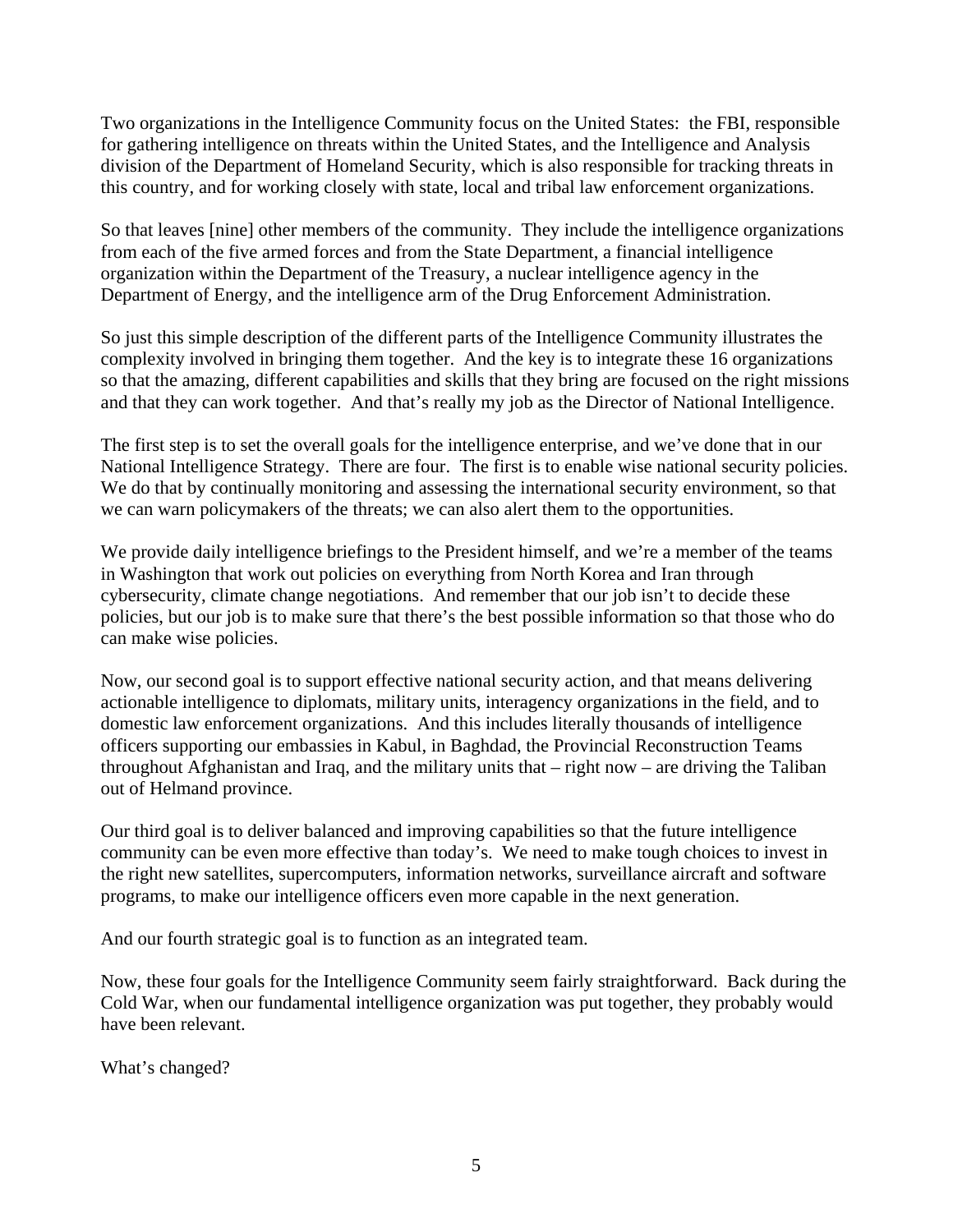Two organizations in the Intelligence Community focus on the United States: the FBI, responsible for gathering intelligence on threats within the United States, and the Intelligence and Analysis division of the Department of Homeland Security, which is also responsible for tracking threats in this country, and for working closely with state, local and tribal law enforcement organizations.

So that leaves [nine] other members of the community. They include the intelligence organizations from each of the five armed forces and from the State Department, a financial intelligence organization within the Department of the Treasury, a nuclear intelligence agency in the Department of Energy, and the intelligence arm of the Drug Enforcement Administration.

So just this simple description of the different parts of the Intelligence Community illustrates the complexity involved in bringing them together. And the key is to integrate these 16 organizations so that the amazing, different capabilities and skills that they bring are focused on the right missions and that they can work together. And that's really my job as the Director of National Intelligence.

The first step is to set the overall goals for the intelligence enterprise, and we've done that in our National Intelligence Strategy. There are four. The first is to enable wise national security policies. We do that by continually monitoring and assessing the international security environment, so that we can warn policymakers of the threats; we can also alert them to the opportunities.

We provide daily intelligence briefings to the President himself, and we're a member of the teams in Washington that work out policies on everything from North Korea and Iran through cybersecurity, climate change negotiations. And remember that our job isn't to decide these policies, but our job is to make sure that there's the best possible information so that those who do can make wise policies.

Now, our second goal is to support effective national security action, and that means delivering actionable intelligence to diplomats, military units, interagency organizations in the field, and to domestic law enforcement organizations. And this includes literally thousands of intelligence officers supporting our embassies in Kabul, in Baghdad, the Provincial Reconstruction Teams throughout Afghanistan and Iraq, and the military units that – right now – are driving the Taliban out of Helmand province.

Our third goal is to deliver balanced and improving capabilities so that the future intelligence community can be even more effective than today's. We need to make tough choices to invest in the right new satellites, supercomputers, information networks, surveillance aircraft and software programs, to make our intelligence officers even more capable in the next generation.

And our fourth strategic goal is to function as an integrated team.

Now, these four goals for the Intelligence Community seem fairly straightforward. Back during the Cold War, when our fundamental intelligence organization was put together, they probably would have been relevant.

What's changed?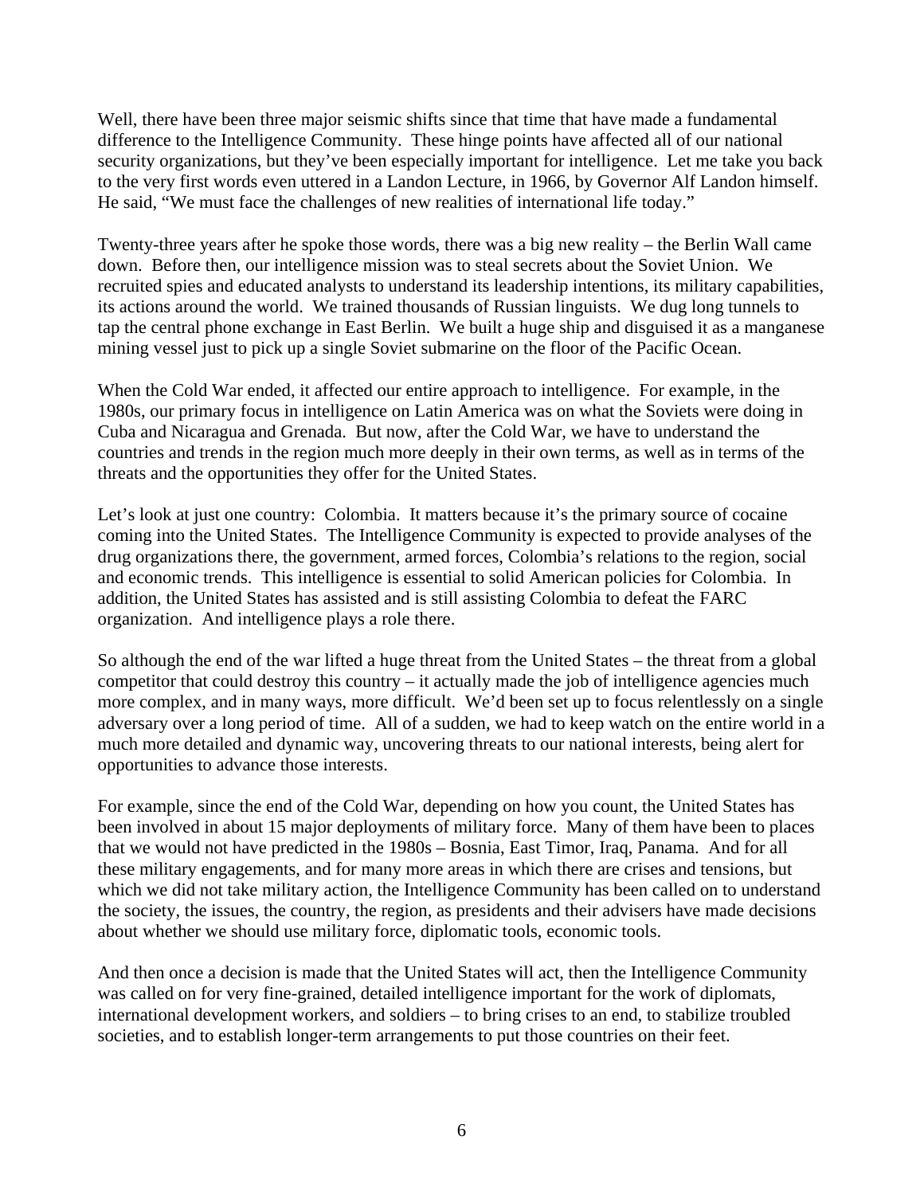Well, there have been three major seismic shifts since that time that have made a fundamental difference to the Intelligence Community. These hinge points have affected all of our national security organizations, but they've been especially important for intelligence. Let me take you back to the very first words even uttered in a Landon Lecture, in 1966, by Governor Alf Landon himself. He said, "We must face the challenges of new realities of international life today."

Twenty-three years after he spoke those words, there was a big new reality – the Berlin Wall came down. Before then, our intelligence mission was to steal secrets about the Soviet Union. We recruited spies and educated analysts to understand its leadership intentions, its military capabilities, its actions around the world. We trained thousands of Russian linguists. We dug long tunnels to tap the central phone exchange in East Berlin. We built a huge ship and disguised it as a manganese mining vessel just to pick up a single Soviet submarine on the floor of the Pacific Ocean.

When the Cold War ended, it affected our entire approach to intelligence. For example, in the 1980s, our primary focus in intelligence on Latin America was on what the Soviets were doing in Cuba and Nicaragua and Grenada. But now, after the Cold War, we have to understand the countries and trends in the region much more deeply in their own terms, as well as in terms of the threats and the opportunities they offer for the United States.

Let's look at just one country: Colombia. It matters because it's the primary source of cocaine coming into the United States. The Intelligence Community is expected to provide analyses of the drug organizations there, the government, armed forces, Colombia's relations to the region, social and economic trends. This intelligence is essential to solid American policies for Colombia. In addition, the United States has assisted and is still assisting Colombia to defeat the FARC organization. And intelligence plays a role there.

So although the end of the war lifted a huge threat from the United States – the threat from a global competitor that could destroy this country – it actually made the job of intelligence agencies much more complex, and in many ways, more difficult. We'd been set up to focus relentlessly on a single adversary over a long period of time. All of a sudden, we had to keep watch on the entire world in a much more detailed and dynamic way, uncovering threats to our national interests, being alert for opportunities to advance those interests.

For example, since the end of the Cold War, depending on how you count, the United States has been involved in about 15 major deployments of military force. Many of them have been to places that we would not have predicted in the 1980s – Bosnia, East Timor, Iraq, Panama. And for all these military engagements, and for many more areas in which there are crises and tensions, but which we did not take military action, the Intelligence Community has been called on to understand the society, the issues, the country, the region, as presidents and their advisers have made decisions about whether we should use military force, diplomatic tools, economic tools.

And then once a decision is made that the United States will act, then the Intelligence Community was called on for very fine-grained, detailed intelligence important for the work of diplomats, international development workers, and soldiers – to bring crises to an end, to stabilize troubled societies, and to establish longer-term arrangements to put those countries on their feet.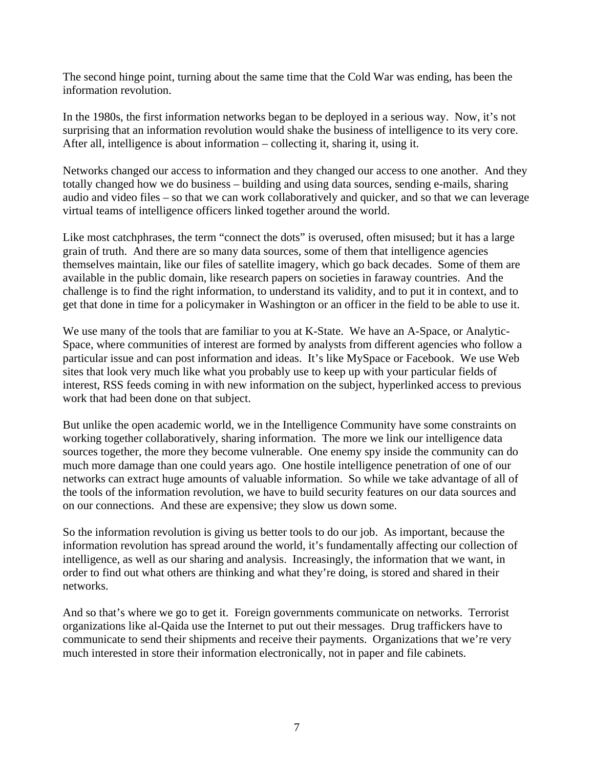The second hinge point, turning about the same time that the Cold War was ending, has been the information revolution.

In the 1980s, the first information networks began to be deployed in a serious way. Now, it's not surprising that an information revolution would shake the business of intelligence to its very core. After all, intelligence is about information – collecting it, sharing it, using it.

Networks changed our access to information and they changed our access to one another. And they totally changed how we do business – building and using data sources, sending e-mails, sharing audio and video files – so that we can work collaboratively and quicker, and so that we can leverage virtual teams of intelligence officers linked together around the world.

Like most catchphrases, the term "connect the dots" is overused, often misused; but it has a large grain of truth. And there are so many data sources, some of them that intelligence agencies themselves maintain, like our files of satellite imagery, which go back decades. Some of them are available in the public domain, like research papers on societies in faraway countries. And the challenge is to find the right information, to understand its validity, and to put it in context, and to get that done in time for a policymaker in Washington or an officer in the field to be able to use it.

We use many of the tools that are familiar to you at K-State. We have an A-Space, or Analytic-Space, where communities of interest are formed by analysts from different agencies who follow a particular issue and can post information and ideas. It's like MySpace or Facebook. We use Web sites that look very much like what you probably use to keep up with your particular fields of interest, RSS feeds coming in with new information on the subject, hyperlinked access to previous work that had been done on that subject.

But unlike the open academic world, we in the Intelligence Community have some constraints on working together collaboratively, sharing information. The more we link our intelligence data sources together, the more they become vulnerable. One enemy spy inside the community can do much more damage than one could years ago. One hostile intelligence penetration of one of our networks can extract huge amounts of valuable information. So while we take advantage of all of the tools of the information revolution, we have to build security features on our data sources and on our connections. And these are expensive; they slow us down some.

So the information revolution is giving us better tools to do our job. As important, because the information revolution has spread around the world, it's fundamentally affecting our collection of intelligence, as well as our sharing and analysis. Increasingly, the information that we want, in order to find out what others are thinking and what they're doing, is stored and shared in their networks.

And so that's where we go to get it. Foreign governments communicate on networks. Terrorist organizations like al-Qaida use the Internet to put out their messages. Drug traffickers have to communicate to send their shipments and receive their payments. Organizations that we're very much interested in store their information electronically, not in paper and file cabinets.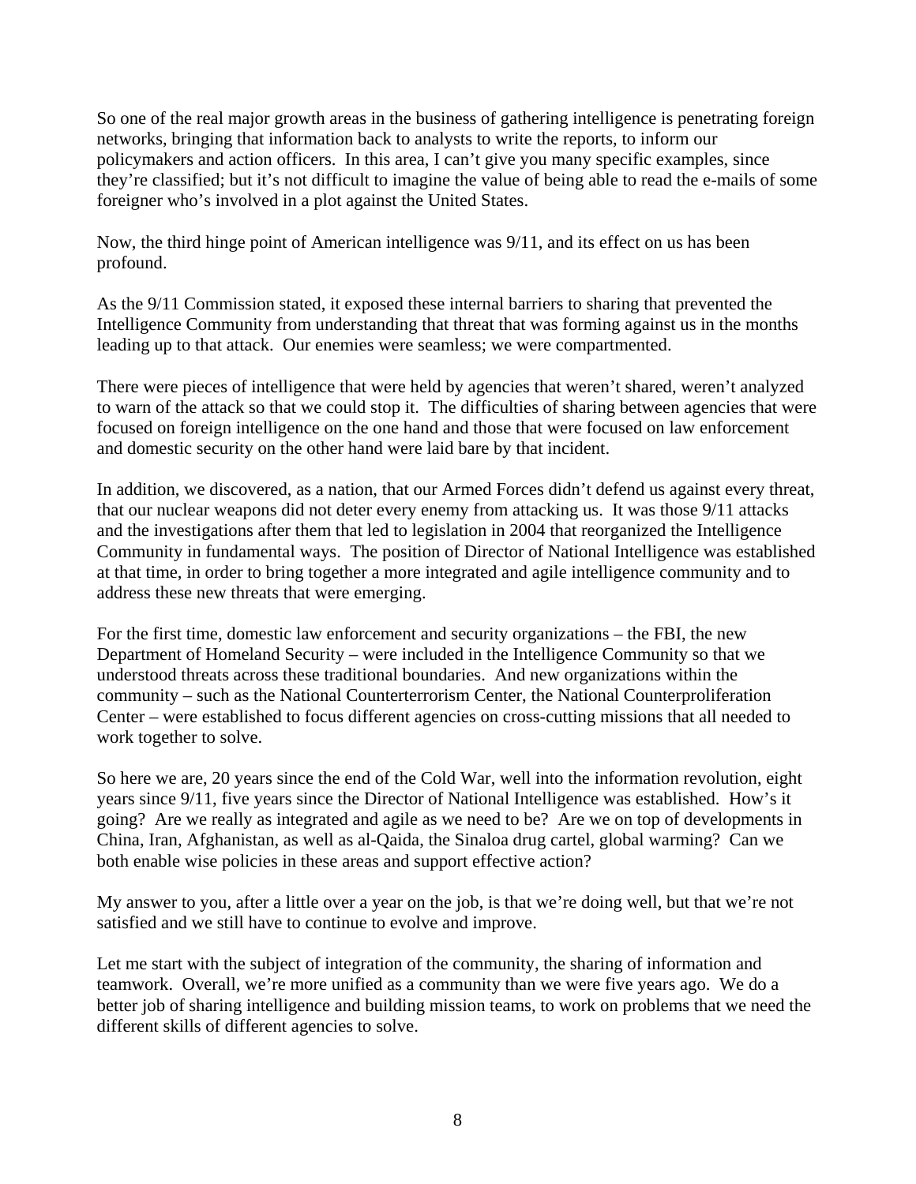So one of the real major growth areas in the business of gathering intelligence is penetrating foreign networks, bringing that information back to analysts to write the reports, to inform our policymakers and action officers. In this area, I can't give you many specific examples, since they're classified; but it's not difficult to imagine the value of being able to read the e-mails of some foreigner who's involved in a plot against the United States.

Now, the third hinge point of American intelligence was 9/11, and its effect on us has been profound.

As the 9/11 Commission stated, it exposed these internal barriers to sharing that prevented the Intelligence Community from understanding that threat that was forming against us in the months leading up to that attack. Our enemies were seamless; we were compartmented.

There were pieces of intelligence that were held by agencies that weren't shared, weren't analyzed to warn of the attack so that we could stop it. The difficulties of sharing between agencies that were focused on foreign intelligence on the one hand and those that were focused on law enforcement and domestic security on the other hand were laid bare by that incident.

In addition, we discovered, as a nation, that our Armed Forces didn't defend us against every threat, that our nuclear weapons did not deter every enemy from attacking us. It was those 9/11 attacks and the investigations after them that led to legislation in 2004 that reorganized the Intelligence Community in fundamental ways. The position of Director of National Intelligence was established at that time, in order to bring together a more integrated and agile intelligence community and to address these new threats that were emerging.

For the first time, domestic law enforcement and security organizations – the FBI, the new Department of Homeland Security – were included in the Intelligence Community so that we understood threats across these traditional boundaries. And new organizations within the community – such as the National Counterterrorism Center, the National Counterproliferation Center – were established to focus different agencies on cross-cutting missions that all needed to work together to solve.

So here we are, 20 years since the end of the Cold War, well into the information revolution, eight years since 9/11, five years since the Director of National Intelligence was established. How's it going? Are we really as integrated and agile as we need to be? Are we on top of developments in China, Iran, Afghanistan, as well as al-Qaida, the Sinaloa drug cartel, global warming? Can we both enable wise policies in these areas and support effective action?

My answer to you, after a little over a year on the job, is that we're doing well, but that we're not satisfied and we still have to continue to evolve and improve.

Let me start with the subject of integration of the community, the sharing of information and teamwork. Overall, we're more unified as a community than we were five years ago. We do a better job of sharing intelligence and building mission teams, to work on problems that we need the different skills of different agencies to solve.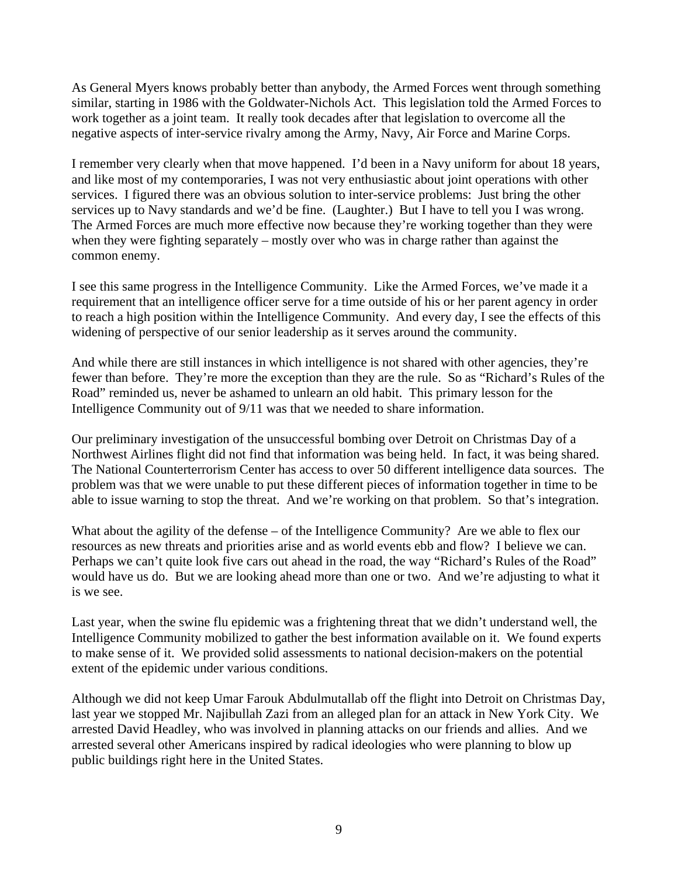As General Myers knows probably better than anybody, the Armed Forces went through something similar, starting in 1986 with the Goldwater-Nichols Act. This legislation told the Armed Forces to work together as a joint team. It really took decades after that legislation to overcome all the negative aspects of inter-service rivalry among the Army, Navy, Air Force and Marine Corps.

I remember very clearly when that move happened. I'd been in a Navy uniform for about 18 years, and like most of my contemporaries, I was not very enthusiastic about joint operations with other services. I figured there was an obvious solution to inter-service problems: Just bring the other services up to Navy standards and we'd be fine. (Laughter.) But I have to tell you I was wrong. The Armed Forces are much more effective now because they're working together than they were when they were fighting separately – mostly over who was in charge rather than against the common enemy.

I see this same progress in the Intelligence Community. Like the Armed Forces, we've made it a requirement that an intelligence officer serve for a time outside of his or her parent agency in order to reach a high position within the Intelligence Community. And every day, I see the effects of this widening of perspective of our senior leadership as it serves around the community.

And while there are still instances in which intelligence is not shared with other agencies, they're fewer than before. They're more the exception than they are the rule. So as "Richard's Rules of the Road" reminded us, never be ashamed to unlearn an old habit. This primary lesson for the Intelligence Community out of 9/11 was that we needed to share information.

Our preliminary investigation of the unsuccessful bombing over Detroit on Christmas Day of a Northwest Airlines flight did not find that information was being held. In fact, it was being shared. The National Counterterrorism Center has access to over 50 different intelligence data sources. The problem was that we were unable to put these different pieces of information together in time to be able to issue warning to stop the threat. And we're working on that problem. So that's integration.

What about the agility of the defense – of the Intelligence Community? Are we able to flex our resources as new threats and priorities arise and as world events ebb and flow? I believe we can. Perhaps we can't quite look five cars out ahead in the road, the way "Richard's Rules of the Road" would have us do. But we are looking ahead more than one or two. And we're adjusting to what it is we see.

Last year, when the swine flu epidemic was a frightening threat that we didn't understand well, the Intelligence Community mobilized to gather the best information available on it. We found experts to make sense of it. We provided solid assessments to national decision-makers on the potential extent of the epidemic under various conditions.

Although we did not keep Umar Farouk Abdulmutallab off the flight into Detroit on Christmas Day, last year we stopped Mr. Najibullah Zazi from an alleged plan for an attack in New York City. We arrested David Headley, who was involved in planning attacks on our friends and allies. And we arrested several other Americans inspired by radical ideologies who were planning to blow up public buildings right here in the United States.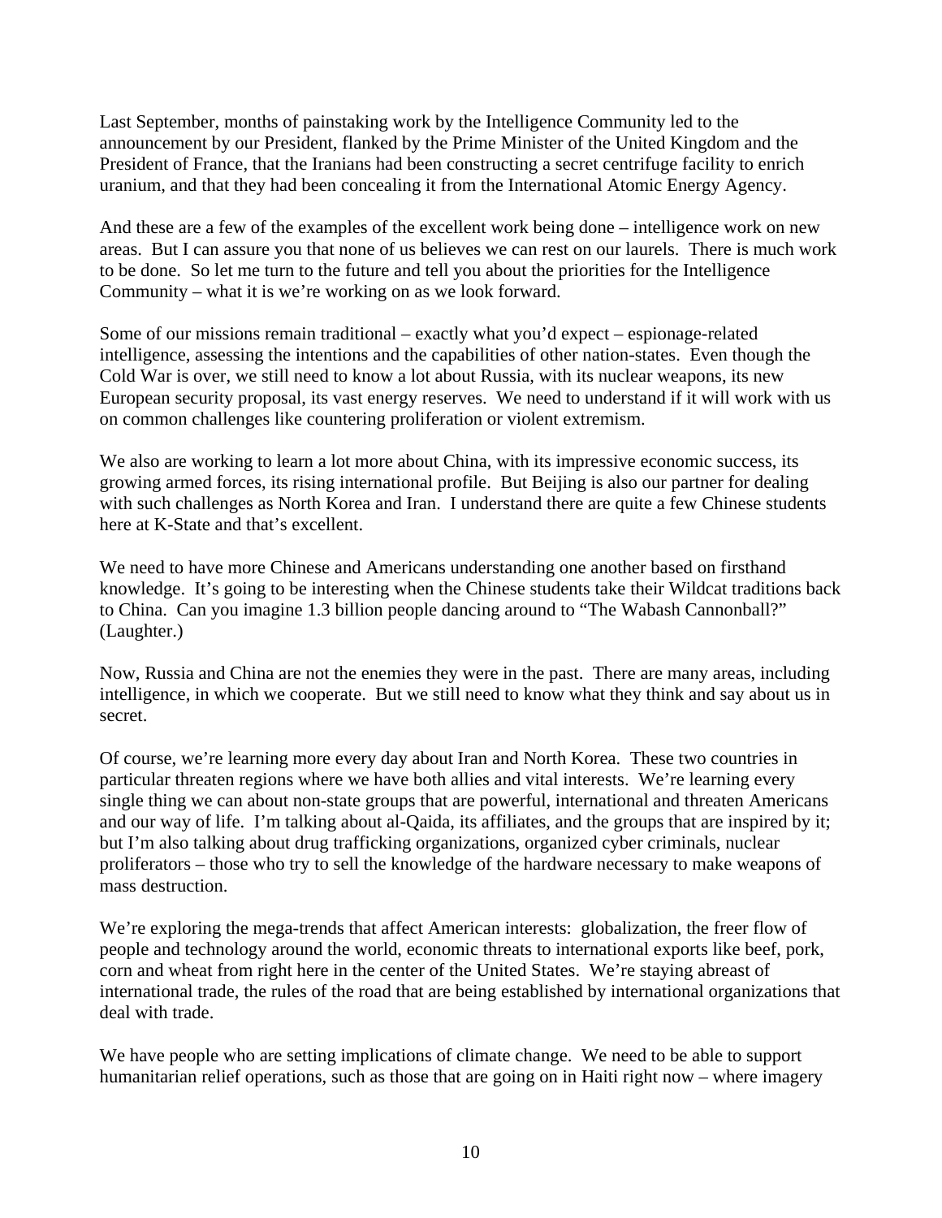Last September, months of painstaking work by the Intelligence Community led to the announcement by our President, flanked by the Prime Minister of the United Kingdom and the President of France, that the Iranians had been constructing a secret centrifuge facility to enrich uranium, and that they had been concealing it from the International Atomic Energy Agency.

And these are a few of the examples of the excellent work being done – intelligence work on new areas. But I can assure you that none of us believes we can rest on our laurels. There is much work to be done. So let me turn to the future and tell you about the priorities for the Intelligence Community – what it is we're working on as we look forward.

Some of our missions remain traditional – exactly what you'd expect – espionage-related intelligence, assessing the intentions and the capabilities of other nation-states. Even though the Cold War is over, we still need to know a lot about Russia, with its nuclear weapons, its new European security proposal, its vast energy reserves. We need to understand if it will work with us on common challenges like countering proliferation or violent extremism.

We also are working to learn a lot more about China, with its impressive economic success, its growing armed forces, its rising international profile. But Beijing is also our partner for dealing with such challenges as North Korea and Iran. I understand there are quite a few Chinese students here at K-State and that's excellent.

We need to have more Chinese and Americans understanding one another based on firsthand knowledge. It's going to be interesting when the Chinese students take their Wildcat traditions back to China. Can you imagine 1.3 billion people dancing around to "The Wabash Cannonball?" (Laughter.)

Now, Russia and China are not the enemies they were in the past. There are many areas, including intelligence, in which we cooperate. But we still need to know what they think and say about us in secret.

Of course, we're learning more every day about Iran and North Korea. These two countries in particular threaten regions where we have both allies and vital interests. We're learning every single thing we can about non-state groups that are powerful, international and threaten Americans and our way of life. I'm talking about al-Qaida, its affiliates, and the groups that are inspired by it; but I'm also talking about drug trafficking organizations, organized cyber criminals, nuclear proliferators – those who try to sell the knowledge of the hardware necessary to make weapons of mass destruction.

We're exploring the mega-trends that affect American interests: globalization, the freer flow of people and technology around the world, economic threats to international exports like beef, pork, corn and wheat from right here in the center of the United States. We're staying abreast of international trade, the rules of the road that are being established by international organizations that deal with trade.

We have people who are setting implications of climate change. We need to be able to support humanitarian relief operations, such as those that are going on in Haiti right now – where imagery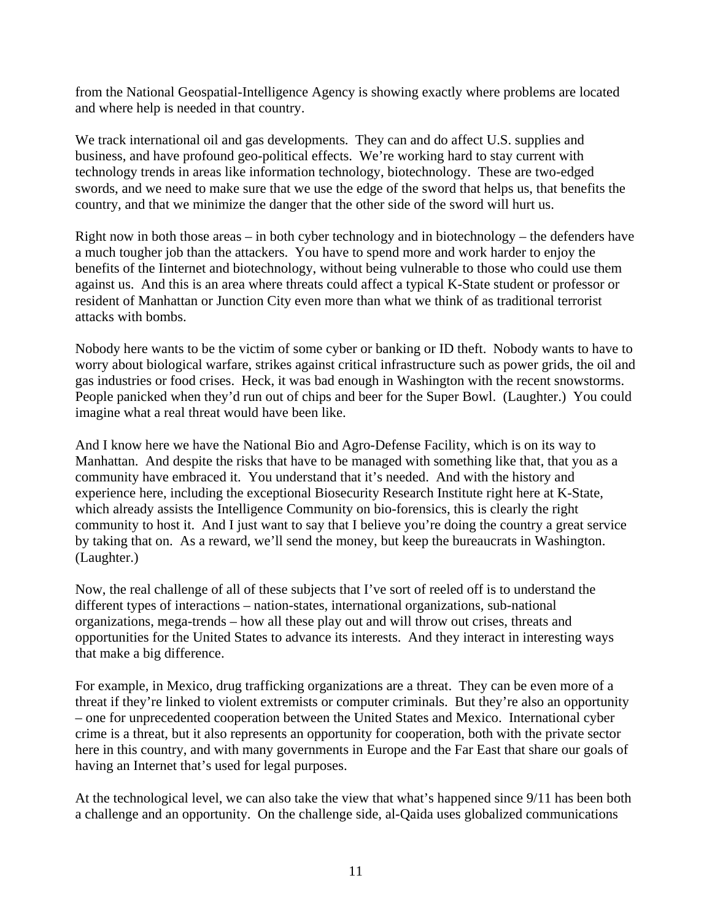from the National Geospatial-Intelligence Agency is showing exactly where problems are located and where help is needed in that country.

We track international oil and gas developments. They can and do affect U.S. supplies and business, and have profound geo-political effects. We're working hard to stay current with technology trends in areas like information technology, biotechnology. These are two-edged swords, and we need to make sure that we use the edge of the sword that helps us, that benefits the country, and that we minimize the danger that the other side of the sword will hurt us.

Right now in both those areas – in both cyber technology and in biotechnology – the defenders have a much tougher job than the attackers. You have to spend more and work harder to enjoy the benefits of the Iinternet and biotechnology, without being vulnerable to those who could use them against us. And this is an area where threats could affect a typical K-State student or professor or resident of Manhattan or Junction City even more than what we think of as traditional terrorist attacks with bombs.

Nobody here wants to be the victim of some cyber or banking or ID theft. Nobody wants to have to worry about biological warfare, strikes against critical infrastructure such as power grids, the oil and gas industries or food crises. Heck, it was bad enough in Washington with the recent snowstorms. People panicked when they'd run out of chips and beer for the Super Bowl. (Laughter.) You could imagine what a real threat would have been like.

And I know here we have the National Bio and Agro-Defense Facility, which is on its way to Manhattan. And despite the risks that have to be managed with something like that, that you as a community have embraced it. You understand that it's needed. And with the history and experience here, including the exceptional Biosecurity Research Institute right here at K-State, which already assists the Intelligence Community on bio-forensics, this is clearly the right community to host it. And I just want to say that I believe you're doing the country a great service by taking that on. As a reward, we'll send the money, but keep the bureaucrats in Washington. (Laughter.)

Now, the real challenge of all of these subjects that I've sort of reeled off is to understand the different types of interactions – nation-states, international organizations, sub-national organizations, mega-trends – how all these play out and will throw out crises, threats and opportunities for the United States to advance its interests. And they interact in interesting ways that make a big difference.

For example, in Mexico, drug trafficking organizations are a threat. They can be even more of a threat if they're linked to violent extremists or computer criminals. But they're also an opportunity – one for unprecedented cooperation between the United States and Mexico. International cyber crime is a threat, but it also represents an opportunity for cooperation, both with the private sector here in this country, and with many governments in Europe and the Far East that share our goals of having an Internet that's used for legal purposes.

At the technological level, we can also take the view that what's happened since 9/11 has been both a challenge and an opportunity. On the challenge side, al-Qaida uses globalized communications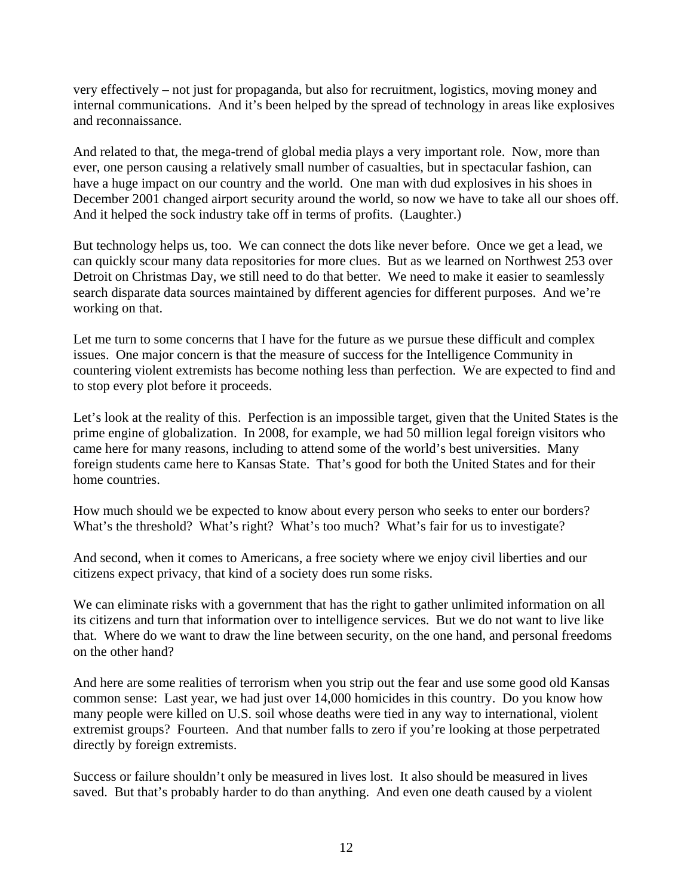very effectively – not just for propaganda, but also for recruitment, logistics, moving money and internal communications. And it's been helped by the spread of technology in areas like explosives and reconnaissance.

And related to that, the mega-trend of global media plays a very important role. Now, more than ever, one person causing a relatively small number of casualties, but in spectacular fashion, can have a huge impact on our country and the world. One man with dud explosives in his shoes in December 2001 changed airport security around the world, so now we have to take all our shoes off. And it helped the sock industry take off in terms of profits. (Laughter.)

But technology helps us, too. We can connect the dots like never before. Once we get a lead, we can quickly scour many data repositories for more clues. But as we learned on Northwest 253 over Detroit on Christmas Day, we still need to do that better. We need to make it easier to seamlessly search disparate data sources maintained by different agencies for different purposes. And we're working on that.

Let me turn to some concerns that I have for the future as we pursue these difficult and complex issues. One major concern is that the measure of success for the Intelligence Community in countering violent extremists has become nothing less than perfection. We are expected to find and to stop every plot before it proceeds.

Let's look at the reality of this. Perfection is an impossible target, given that the United States is the prime engine of globalization. In 2008, for example, we had 50 million legal foreign visitors who came here for many reasons, including to attend some of the world's best universities. Many foreign students came here to Kansas State. That's good for both the United States and for their home countries.

How much should we be expected to know about every person who seeks to enter our borders? What's the threshold? What's right? What's too much? What's fair for us to investigate?

And second, when it comes to Americans, a free society where we enjoy civil liberties and our citizens expect privacy, that kind of a society does run some risks.

We can eliminate risks with a government that has the right to gather unlimited information on all its citizens and turn that information over to intelligence services. But we do not want to live like that. Where do we want to draw the line between security, on the one hand, and personal freedoms on the other hand?

And here are some realities of terrorism when you strip out the fear and use some good old Kansas common sense: Last year, we had just over 14,000 homicides in this country. Do you know how many people were killed on U.S. soil whose deaths were tied in any way to international, violent extremist groups? Fourteen. And that number falls to zero if you're looking at those perpetrated directly by foreign extremists.

Success or failure shouldn't only be measured in lives lost. It also should be measured in lives saved. But that's probably harder to do than anything. And even one death caused by a violent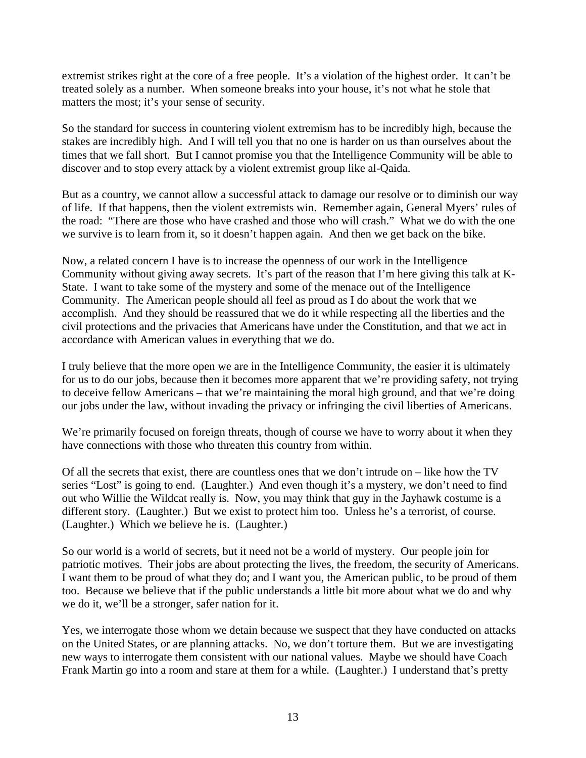extremist strikes right at the core of a free people. It's a violation of the highest order. It can't be treated solely as a number. When someone breaks into your house, it's not what he stole that matters the most; it's your sense of security.

So the standard for success in countering violent extremism has to be incredibly high, because the stakes are incredibly high. And I will tell you that no one is harder on us than ourselves about the times that we fall short. But I cannot promise you that the Intelligence Community will be able to discover and to stop every attack by a violent extremist group like al-Qaida.

But as a country, we cannot allow a successful attack to damage our resolve or to diminish our way of life. If that happens, then the violent extremists win. Remember again, General Myers' rules of the road: "There are those who have crashed and those who will crash." What we do with the one we survive is to learn from it, so it doesn't happen again. And then we get back on the bike.

Now, a related concern I have is to increase the openness of our work in the Intelligence Community without giving away secrets. It's part of the reason that I'm here giving this talk at K-State. I want to take some of the mystery and some of the menace out of the Intelligence Community. The American people should all feel as proud as I do about the work that we accomplish. And they should be reassured that we do it while respecting all the liberties and the civil protections and the privacies that Americans have under the Constitution, and that we act in accordance with American values in everything that we do.

I truly believe that the more open we are in the Intelligence Community, the easier it is ultimately for us to do our jobs, because then it becomes more apparent that we're providing safety, not trying to deceive fellow Americans – that we're maintaining the moral high ground, and that we're doing our jobs under the law, without invading the privacy or infringing the civil liberties of Americans.

We're primarily focused on foreign threats, though of course we have to worry about it when they have connections with those who threaten this country from within.

Of all the secrets that exist, there are countless ones that we don't intrude on – like how the TV series "Lost" is going to end. (Laughter.) And even though it's a mystery, we don't need to find out who Willie the Wildcat really is. Now, you may think that guy in the Jayhawk costume is a different story. (Laughter.) But we exist to protect him too. Unless he's a terrorist, of course. (Laughter.) Which we believe he is. (Laughter.)

So our world is a world of secrets, but it need not be a world of mystery. Our people join for patriotic motives. Their jobs are about protecting the lives, the freedom, the security of Americans. I want them to be proud of what they do; and I want you, the American public, to be proud of them too. Because we believe that if the public understands a little bit more about what we do and why we do it, we'll be a stronger, safer nation for it.

Yes, we interrogate those whom we detain because we suspect that they have conducted on attacks on the United States, or are planning attacks. No, we don't torture them. But we are investigating new ways to interrogate them consistent with our national values. Maybe we should have Coach Frank Martin go into a room and stare at them for a while. (Laughter.) I understand that's pretty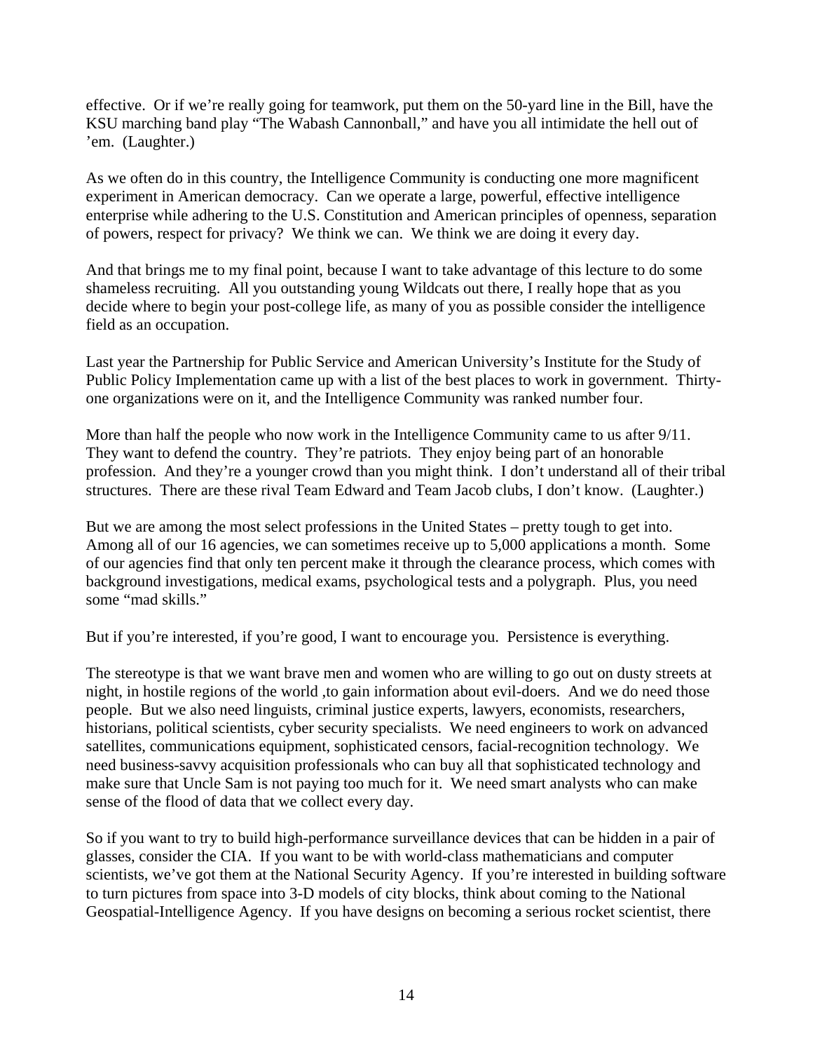effective. Or if we're really going for teamwork, put them on the 50-yard line in the Bill, have the KSU marching band play "The Wabash Cannonball," and have you all intimidate the hell out of 'em. (Laughter.)

As we often do in this country, the Intelligence Community is conducting one more magnificent experiment in American democracy. Can we operate a large, powerful, effective intelligence enterprise while adhering to the U.S. Constitution and American principles of openness, separation of powers, respect for privacy? We think we can. We think we are doing it every day.

And that brings me to my final point, because I want to take advantage of this lecture to do some shameless recruiting. All you outstanding young Wildcats out there, I really hope that as you decide where to begin your post-college life, as many of you as possible consider the intelligence field as an occupation.

Last year the Partnership for Public Service and American University's Institute for the Study of Public Policy Implementation came up with a list of the best places to work in government. Thirty-one organizations were on it, and the Intelligence Community was ranked number four.

More than half the people who now work in the Intelligence Community came to us after 9/11. They want to defend the country. They're patriots. They enjoy being part of an honorable profession. And they're a younger crowd than you might think. I don't understand all of their tribal structures. There are these rival Team Edward and Team Jacob clubs, I don't know. (Laughter.)

But we are among the most select professions in the United States – pretty tough to get into. Among all of our 16 agencies, we can sometimes receive up to 5,000 applications a month. Some of our agencies find that only ten percent make it through the clearance process, which comes with background investigations, medical exams, psychological tests and a polygraph. Plus, you need some "mad skills."

But if you're interested, if you're good, I want to encourage you. Persistence is everything.

The stereotype is that we want brave men and women who are willing to go out on dusty streets at night, in hostile regions of the world ,to gain information about evil-doers. And we do need those people. But we also need linguists, criminal justice experts, lawyers, economists, researchers, historians, political scientists, cyber security specialists. We need engineers to work on advanced satellites, communications equipment, sophisticated censors, facial-recognition technology. We need business-savvy acquisition professionals who can buy all that sophisticated technology and make sure that Uncle Sam is not paying too much for it. We need smart analysts who can make sense of the flood of data that we collect every day.

So if you want to try to build high-performance surveillance devices that can be hidden in a pair of glasses, consider the CIA. If you want to be with world-class mathematicians and computer scientists, we've got them at the National Security Agency. If you're interested in building software to turn pictures from space into 3-D models of city blocks, think about coming to the National Geospatial-Intelligence Agency. If you have designs on becoming a serious rocket scientist, there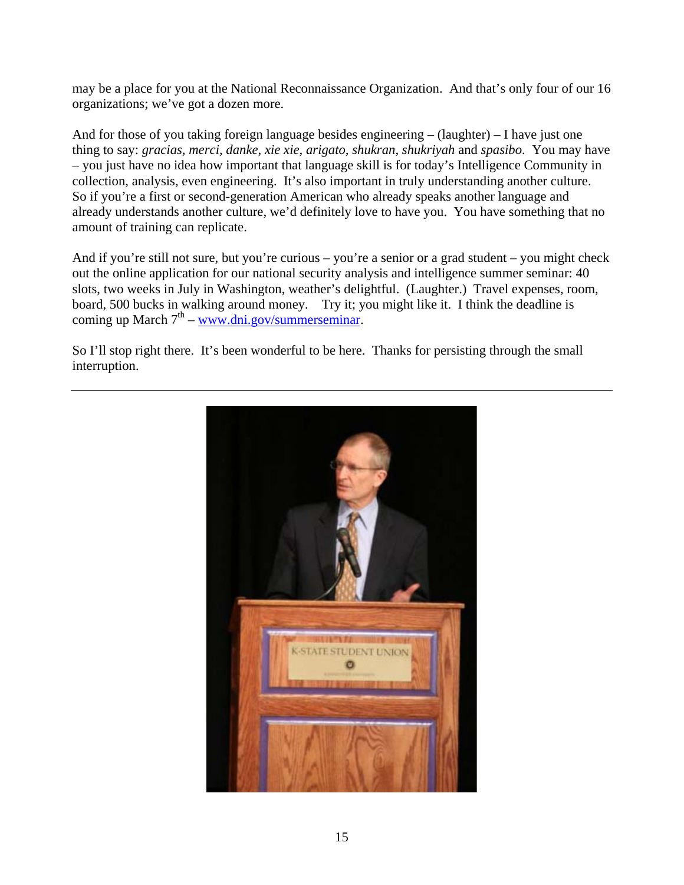may be a place for you at the National Reconnaissance Organization. And that's only four of our 16 organizations; we've got a dozen more.

And for those of you taking foreign language besides engineering – (laughter) – I have just one thing to say: *gracias, merci, danke, xie xie, arigato, shukran, shukriyah* and *spasibo*. You may have – you just have no idea how important that language skill is for today's Intelligence Community in collection, analysis, even engineering. It's also important in truly understanding another culture. So if you're a first or second-generation American who already speaks another language and already understands another culture, we'd definitely love to have you. You have something that no amount of training can replicate.

And if you're still not sure, but you're curious – you're a senior or a grad student – you might check out the online application for our national security analysis and intelligence summer seminar: 40 slots, two weeks in July in Washington, weather's delightful. (Laughter.) Travel expenses, room, board, 500 bucks in walking around money. Try it; you might like it. I think the deadline is coming up March 7th – [www.dni.gov/summerseminar](www.dni.gov/summerseminar).

So I'll stop right there. It's been wonderful to be here. Thanks for persisting through the small interruption.

---